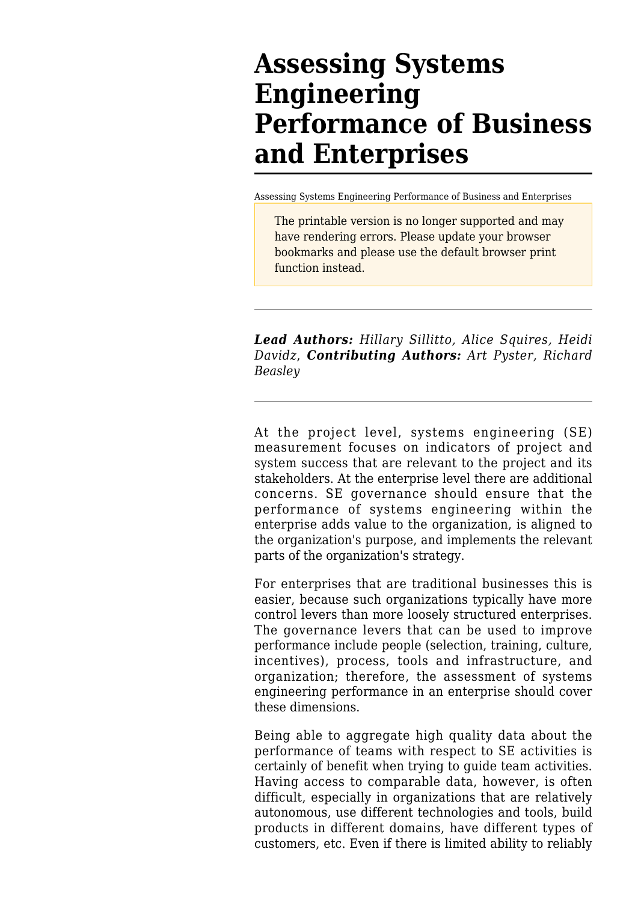# Assessing Systems Engineering Performance of Business and Enterprises

Assessing Systems Engineering Performance of Business and Enterprises

The printable version is no longer supported and may have rendering errors. Please update your browser bookmarks and please use the default browser print function instead.

---

***Lead Authors:*** *Hillary Sillitto, Alice Squires, Heidi Davidz,* ***Contributing Authors:*** *Art Pyster, Richard Beasley*

---

At the project level, systems engineering (SE) measurement focuses on indicators of project and system success that are relevant to the project and its stakeholders. At the enterprise level there are additional concerns. SE governance should ensure that the performance of systems engineering within the enterprise adds value to the organization, is aligned to the organization's purpose, and implements the relevant parts of the organization's strategy.

For enterprises that are traditional businesses this is easier, because such organizations typically have more control levers than more loosely structured enterprises. The governance levers that can be used to improve performance include people (selection, training, culture, incentives), process, tools and infrastructure, and organization; therefore, the assessment of systems engineering performance in an enterprise should cover these dimensions.

Being able to aggregate high quality data about the performance of teams with respect to SE activities is certainly of benefit when trying to guide team activities. Having access to comparable data, however, is often difficult, especially in organizations that are relatively autonomous, use different technologies and tools, build products in different domains, have different types of customers, etc. Even if there is limited ability to reliably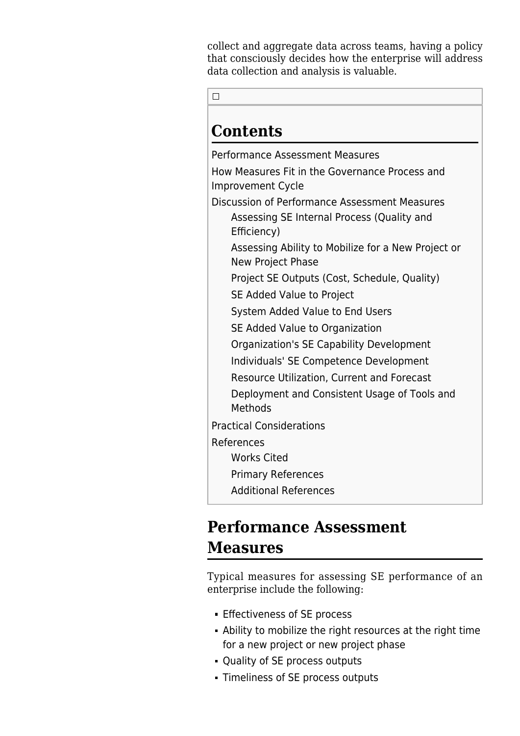collect and aggregate data across teams, having a policy that consciously decides how the enterprise will address data collection and analysis is valuable.

## Contents

- Performance Assessment Measures
- How Measures Fit in the Governance Process and Improvement Cycle
- Discussion of Performance Assessment Measures
  - Assessing SE Internal Process (Quality and Efficiency)
  - Assessing Ability to Mobilize for a New Project or New Project Phase
  - Project SE Outputs (Cost, Schedule, Quality)
  - SE Added Value to Project
  - System Added Value to End Users
  - SE Added Value to Organization
  - Organization's SE Capability Development
  - Individuals' SE Competence Development
  - Resource Utilization, Current and Forecast
  - Deployment and Consistent Usage of Tools and Methods
- Practical Considerations
- References
  - Works Cited
  - Primary References
  - Additional References

## Performance Assessment Measures

Typical measures for assessing SE performance of an enterprise include the following:

- Effectiveness of SE process
- Ability to mobilize the right resources at the right time for a new project or new project phase
- Quality of SE process outputs
- Timeliness of SE process outputs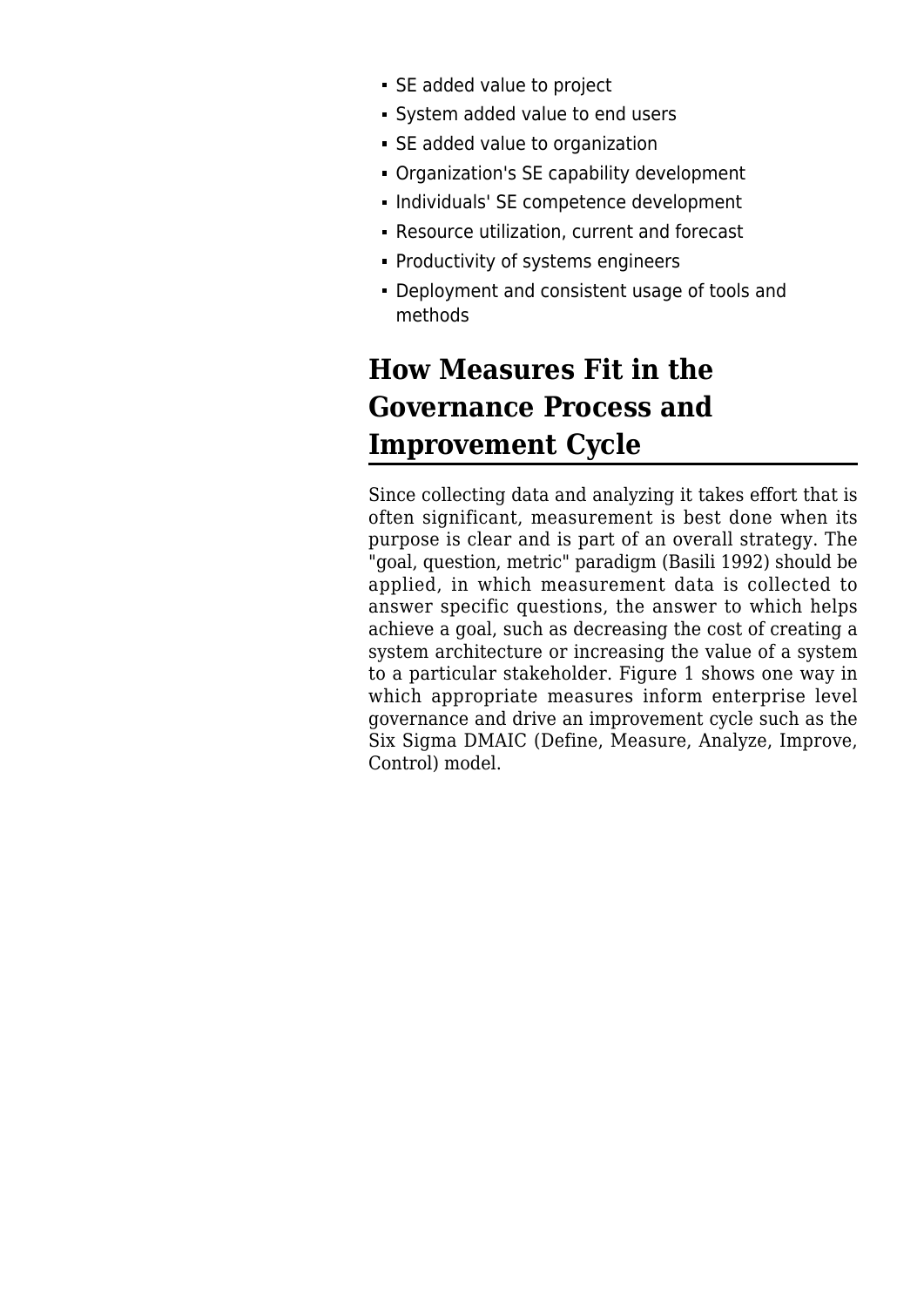- SE added value to project
- System added value to end users
- SE added value to organization
- Organization's SE capability development
- Individuals' SE competence development
- Resource utilization, current and forecast
- Productivity of systems engineers
- Deployment and consistent usage of tools and methods

## How Measures Fit in the Governance Process and Improvement Cycle

Since collecting data and analyzing it takes effort that is often significant, measurement is best done when its purpose is clear and is part of an overall strategy. The "goal, question, metric" paradigm (Basili 1992) should be applied, in which measurement data is collected to answer specific questions, the answer to which helps achieve a goal, such as decreasing the cost of creating a system architecture or increasing the value of a system to a particular stakeholder. Figure 1 shows one way in which appropriate measures inform enterprise level governance and drive an improvement cycle such as the Six Sigma DMAIC (Define, Measure, Analyze, Improve, Control) model.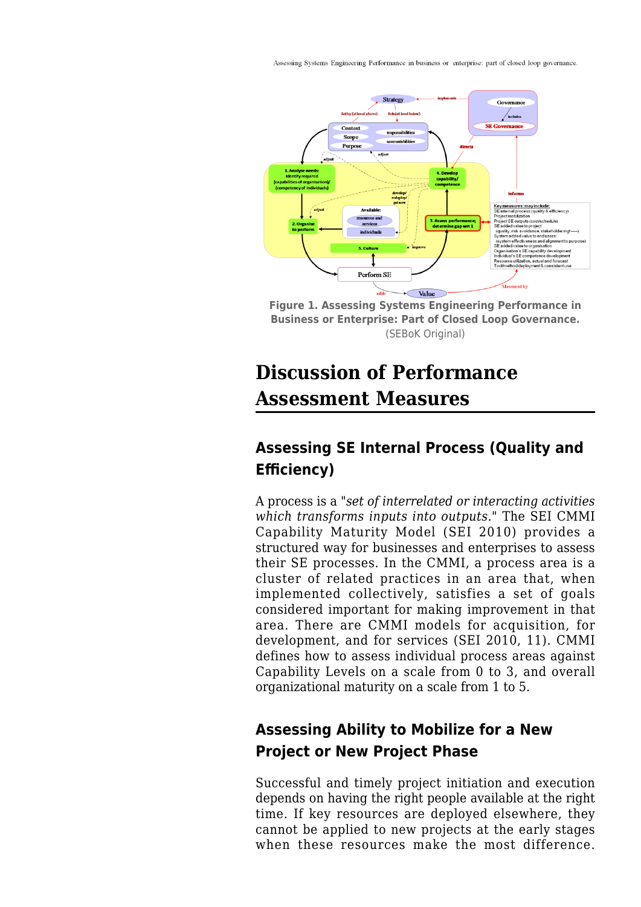Figure 1. Assessing Systems Engineering Performance in Business or Enterprise: Part of Closed Loop Governance. (SEBoK Original)

# Discussion of Performance Assessment Measures

## Assessing SE Internal Process (Quality and Efficiency)

A process is a "*set of interrelated or interacting activities which transforms inputs into outputs.*" The SEI CMMI Capability Maturity Model (SEI 2010) provides a structured way for businesses and enterprises to assess their SE processes. In the CMMI, a process area is a cluster of related practices in an area that, when implemented collectively, satisfies a set of goals considered important for making improvement in that area. There are CMMI models for acquisition, for development, and for services (SEI 2010, 11). CMMI defines how to assess individual process areas against Capability Levels on a scale from 0 to 3, and overall organizational maturity on a scale from 1 to 5.

## Assessing Ability to Mobilize for a New Project or New Project Phase

Successful and timely project initiation and execution depends on having the right people available at the right time. If key resources are deployed elsewhere, they cannot be applied to new projects at the early stages when these resources make the most difference.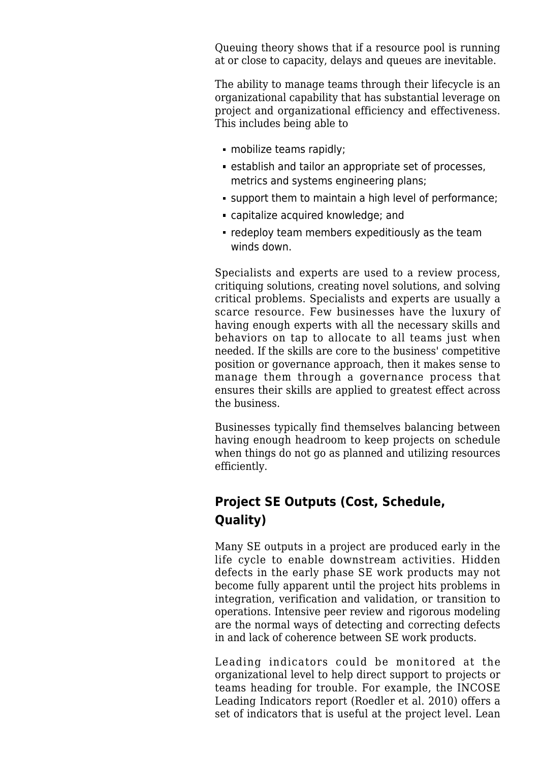Queuing theory shows that if a resource pool is running at or close to capacity, delays and queues are inevitable.

The ability to manage teams through their lifecycle is an organizational capability that has substantial leverage on project and organizational efficiency and effectiveness. This includes being able to

- mobilize teams rapidly;
- establish and tailor an appropriate set of processes, metrics and systems engineering plans;
- support them to maintain a high level of performance;
- capitalize acquired knowledge; and
- redeploy team members expeditiously as the team winds down.

Specialists and experts are used to a review process, critiquing solutions, creating novel solutions, and solving critical problems. Specialists and experts are usually a scarce resource. Few businesses have the luxury of having enough experts with all the necessary skills and behaviors on tap to allocate to all teams just when needed. If the skills are core to the business' competitive position or governance approach, then it makes sense to manage them through a governance process that ensures their skills are applied to greatest effect across the business.

Businesses typically find themselves balancing between having enough headroom to keep projects on schedule when things do not go as planned and utilizing resources efficiently.

## Project SE Outputs (Cost, Schedule, Quality)

Many SE outputs in a project are produced early in the life cycle to enable downstream activities. Hidden defects in the early phase SE work products may not become fully apparent until the project hits problems in integration, verification and validation, or transition to operations. Intensive peer review and rigorous modeling are the normal ways of detecting and correcting defects in and lack of coherence between SE work products.

Leading indicators could be monitored at the organizational level to help direct support to projects or teams heading for trouble. For example, the INCOSE Leading Indicators report (Roedler et al. 2010) offers a set of indicators that is useful at the project level. Lean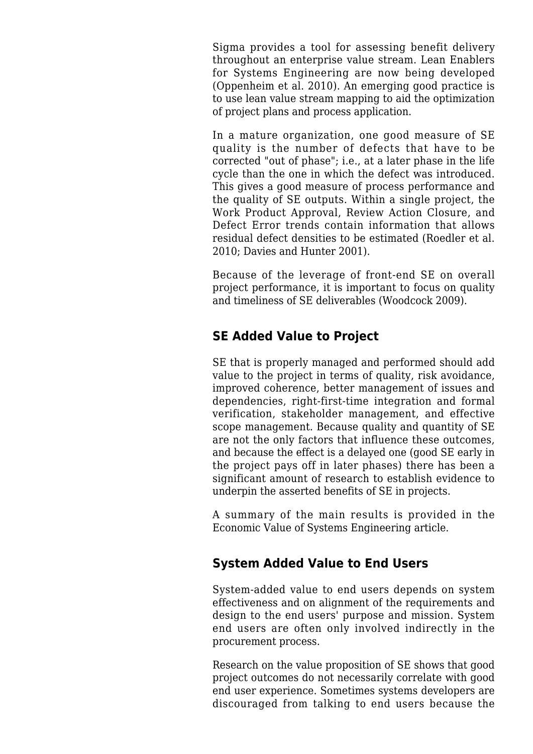Sigma provides a tool for assessing benefit delivery throughout an enterprise value stream. Lean Enablers for Systems Engineering are now being developed (Oppenheim et al. 2010). An emerging good practice is to use lean value stream mapping to aid the optimization of project plans and process application.

In a mature organization, one good measure of SE quality is the number of defects that have to be corrected "out of phase"; i.e., at a later phase in the life cycle than the one in which the defect was introduced. This gives a good measure of process performance and the quality of SE outputs. Within a single project, the Work Product Approval, Review Action Closure, and Defect Error trends contain information that allows residual defect densities to be estimated (Roedler et al. 2010; Davies and Hunter 2001).

Because of the leverage of front-end SE on overall project performance, it is important to focus on quality and timeliness of SE deliverables (Woodcock 2009).

## SE Added Value to Project

SE that is properly managed and performed should add value to the project in terms of quality, risk avoidance, improved coherence, better management of issues and dependencies, right-first-time integration and formal verification, stakeholder management, and effective scope management. Because quality and quantity of SE are not the only factors that influence these outcomes, and because the effect is a delayed one (good SE early in the project pays off in later phases) there has been a significant amount of research to establish evidence to underpin the asserted benefits of SE in projects.

A summary of the main results is provided in the Economic Value of Systems Engineering article.

## System Added Value to End Users

System-added value to end users depends on system effectiveness and on alignment of the requirements and design to the end users' purpose and mission. System end users are often only involved indirectly in the procurement process.

Research on the value proposition of SE shows that good project outcomes do not necessarily correlate with good end user experience. Sometimes systems developers are discouraged from talking to end users because the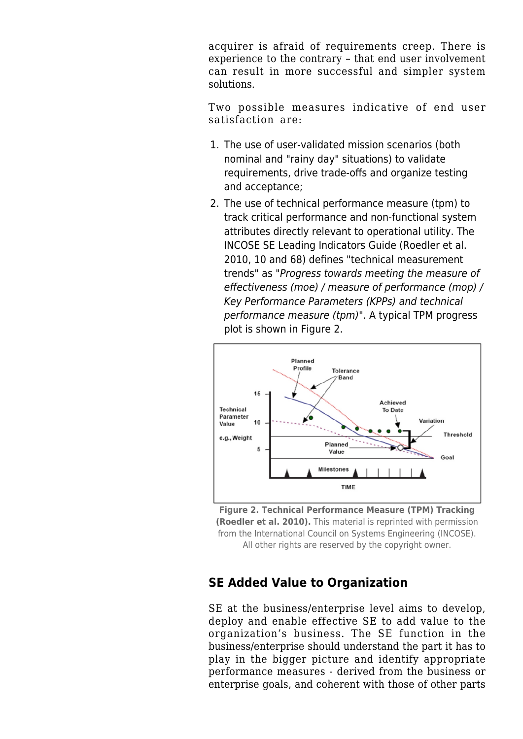acquirer is afraid of requirements creep. There is experience to the contrary – that end user involvement can result in more successful and simpler system solutions.

Two possible measures indicative of end user satisfaction are:

1. The use of user-validated mission scenarios (both nominal and "rainy day" situations) to validate requirements, drive trade-offs and organize testing and acceptance;
2. The use of technical performance measure (tpm) to track critical performance and non-functional system attributes directly relevant to operational utility. The INCOSE SE Leading Indicators Guide (Roedler et al. 2010, 10 and 68) defines "technical measurement trends" as "*Progress towards meeting the measure of effectiveness (moe) / measure of performance (mop) / Key Performance Parameters (KPPs) and technical performance measure (tpm)*". A typical TPM progress plot is shown in Figure 2.

**Figure 2. Technical Performance Measure (TPM) Tracking (Roedler et al. 2010).** This material is reprinted with permission from the International Council on Systems Engineering (INCOSE). All other rights are reserved by the copyright owner.

## SE Added Value to Organization

SE at the business/enterprise level aims to develop, deploy and enable effective SE to add value to the organization's business. The SE function in the business/enterprise should understand the part it has to play in the bigger picture and identify appropriate performance measures - derived from the business or enterprise goals, and coherent with those of other parts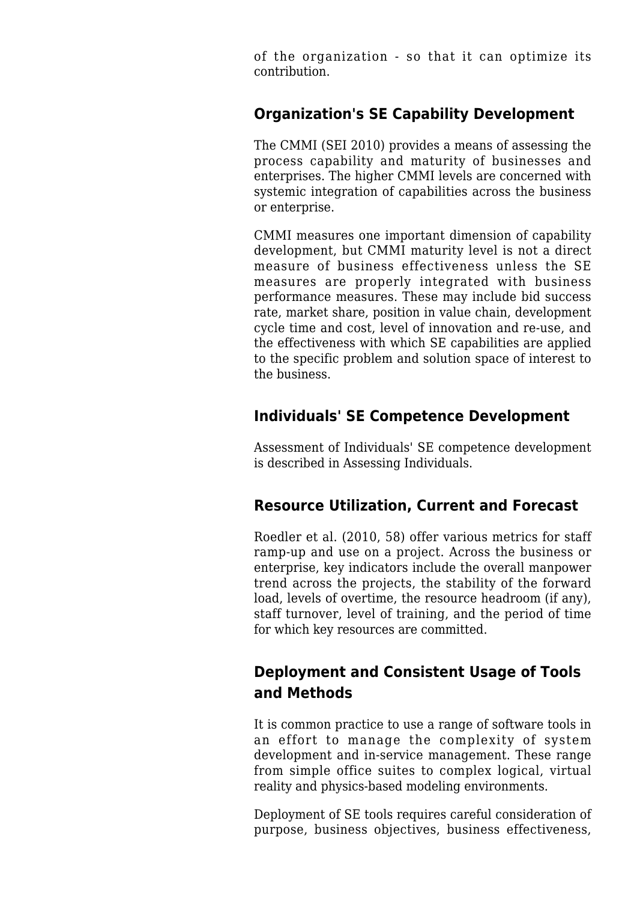of the organization - so that it can optimize its contribution.

## Organization's SE Capability Development

The CMMI (SEI 2010) provides a means of assessing the process capability and maturity of businesses and enterprises. The higher CMMI levels are concerned with systemic integration of capabilities across the business or enterprise.

CMMI measures one important dimension of capability development, but CMMI maturity level is not a direct measure of business effectiveness unless the SE measures are properly integrated with business performance measures. These may include bid success rate, market share, position in value chain, development cycle time and cost, level of innovation and re-use, and the effectiveness with which SE capabilities are applied to the specific problem and solution space of interest to the business.

## Individuals' SE Competence Development

Assessment of Individuals' SE competence development is described in Assessing Individuals.

## Resource Utilization, Current and Forecast

Roedler et al. (2010, 58) offer various metrics for staff ramp-up and use on a project. Across the business or enterprise, key indicators include the overall manpower trend across the projects, the stability of the forward load, levels of overtime, the resource headroom (if any), staff turnover, level of training, and the period of time for which key resources are committed.

## Deployment and Consistent Usage of Tools and Methods

It is common practice to use a range of software tools in an effort to manage the complexity of system development and in-service management. These range from simple office suites to complex logical, virtual reality and physics-based modeling environments.

Deployment of SE tools requires careful consideration of purpose, business objectives, business effectiveness,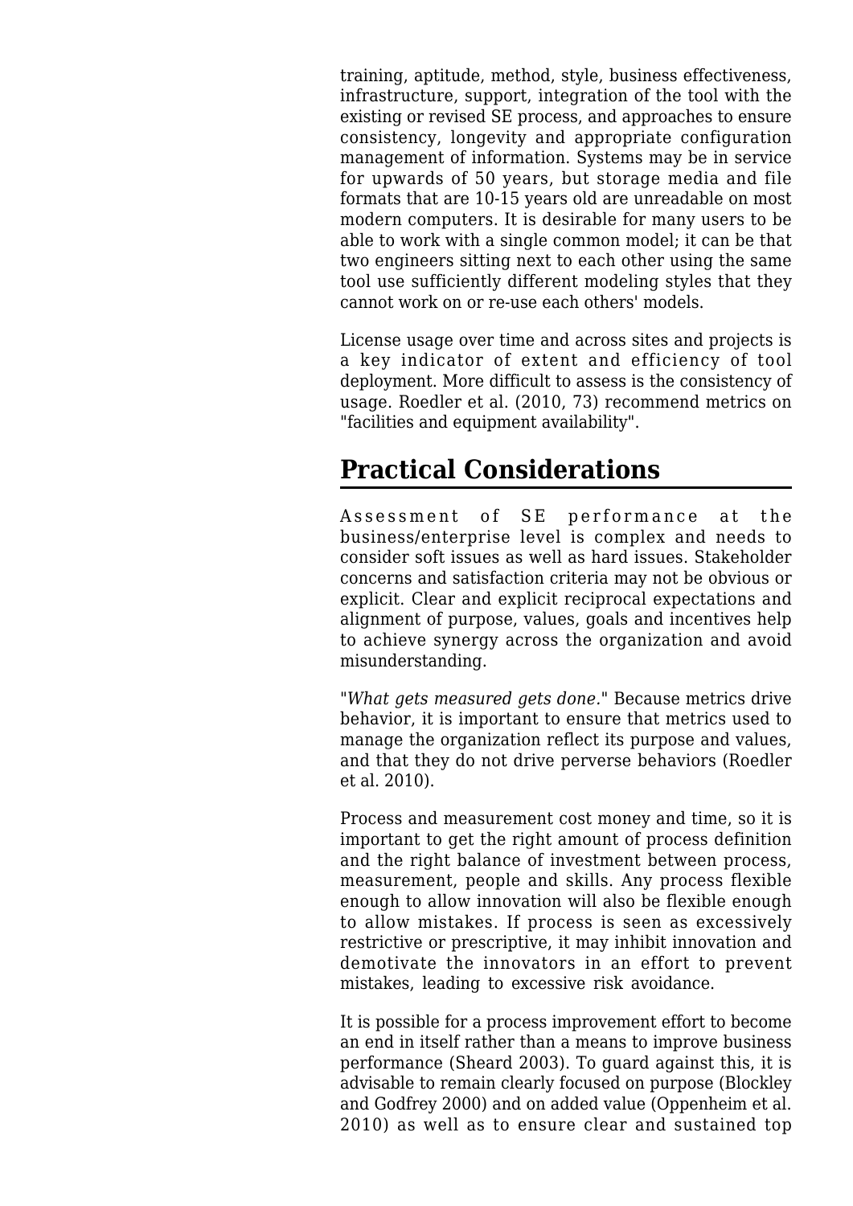training, aptitude, method, style, business effectiveness, infrastructure, support, integration of the tool with the existing or revised SE process, and approaches to ensure consistency, longevity and appropriate configuration management of information. Systems may be in service for upwards of 50 years, but storage media and file formats that are 10-15 years old are unreadable on most modern computers. It is desirable for many users to be able to work with a single common model; it can be that two engineers sitting next to each other using the same tool use sufficiently different modeling styles that they cannot work on or re-use each others' models.

License usage over time and across sites and projects is a key indicator of extent and efficiency of tool deployment. More difficult to assess is the consistency of usage. Roedler et al. (2010, 73) recommend metrics on "facilities and equipment availability".

## Practical Considerations

Assessment of SE performance at the business/enterprise level is complex and needs to consider soft issues as well as hard issues. Stakeholder concerns and satisfaction criteria may not be obvious or explicit. Clear and explicit reciprocal expectations and alignment of purpose, values, goals and incentives help to achieve synergy across the organization and avoid misunderstanding.

"*What gets measured gets done.*" Because metrics drive behavior, it is important to ensure that metrics used to manage the organization reflect its purpose and values, and that they do not drive perverse behaviors (Roedler et al. 2010).

Process and measurement cost money and time, so it is important to get the right amount of process definition and the right balance of investment between process, measurement, people and skills. Any process flexible enough to allow innovation will also be flexible enough to allow mistakes. If process is seen as excessively restrictive or prescriptive, it may inhibit innovation and demotivate the innovators in an effort to prevent mistakes, leading to excessive risk avoidance.

It is possible for a process improvement effort to become an end in itself rather than a means to improve business performance (Sheard 2003). To guard against this, it is advisable to remain clearly focused on purpose (Blockley and Godfrey 2000) and on added value (Oppenheim et al. 2010) as well as to ensure clear and sustained top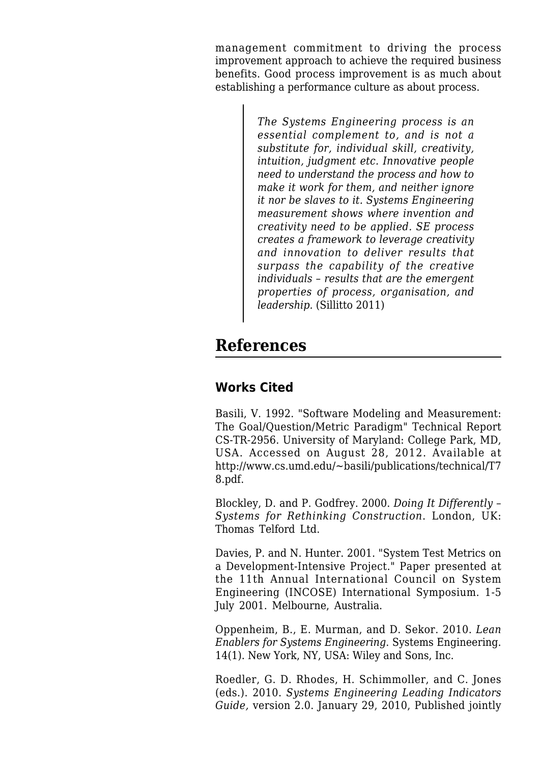management commitment to driving the process improvement approach to achieve the required business benefits. Good process improvement is as much about establishing a performance culture as about process.

> *The Systems Engineering process is an essential complement to, and is not a substitute for, individual skill, creativity, intuition, judgment etc. Innovative people need to understand the process and how to make it work for them, and neither ignore it nor be slaves to it. Systems Engineering measurement shows where invention and creativity need to be applied. SE process creates a framework to leverage creativity and innovation to deliver results that surpass the capability of the creative individuals – results that are the emergent properties of process, organisation, and leadership.* (Sillitto 2011)

## References

### Works Cited

Basili, V. 1992. "Software Modeling and Measurement: The Goal/Question/Metric Paradigm" Technical Report CS-TR-2956. University of Maryland: College Park, MD, USA. Accessed on August 28, 2012. Available at http://www.cs.umd.edu/~basili/publications/technical/T78.pdf.

Blockley, D. and P. Godfrey. 2000. *Doing It Differently – Systems for Rethinking Construction*. London, UK: Thomas Telford Ltd.

Davies, P. and N. Hunter. 2001. "System Test Metrics on a Development-Intensive Project." Paper presented at the 11th Annual International Council on System Engineering (INCOSE) International Symposium. 1-5 July 2001. Melbourne, Australia.

Oppenheim, B., E. Murman, and D. Sekor. 2010. *Lean Enablers for Systems Engineering*. Systems Engineering. 14(1). New York, NY, USA: Wiley and Sons, Inc.

Roedler, G. D. Rhodes, H. Schimmoller, and C. Jones (eds.). 2010. *Systems Engineering Leading Indicators Guide,* version 2.0. January 29, 2010, Published jointly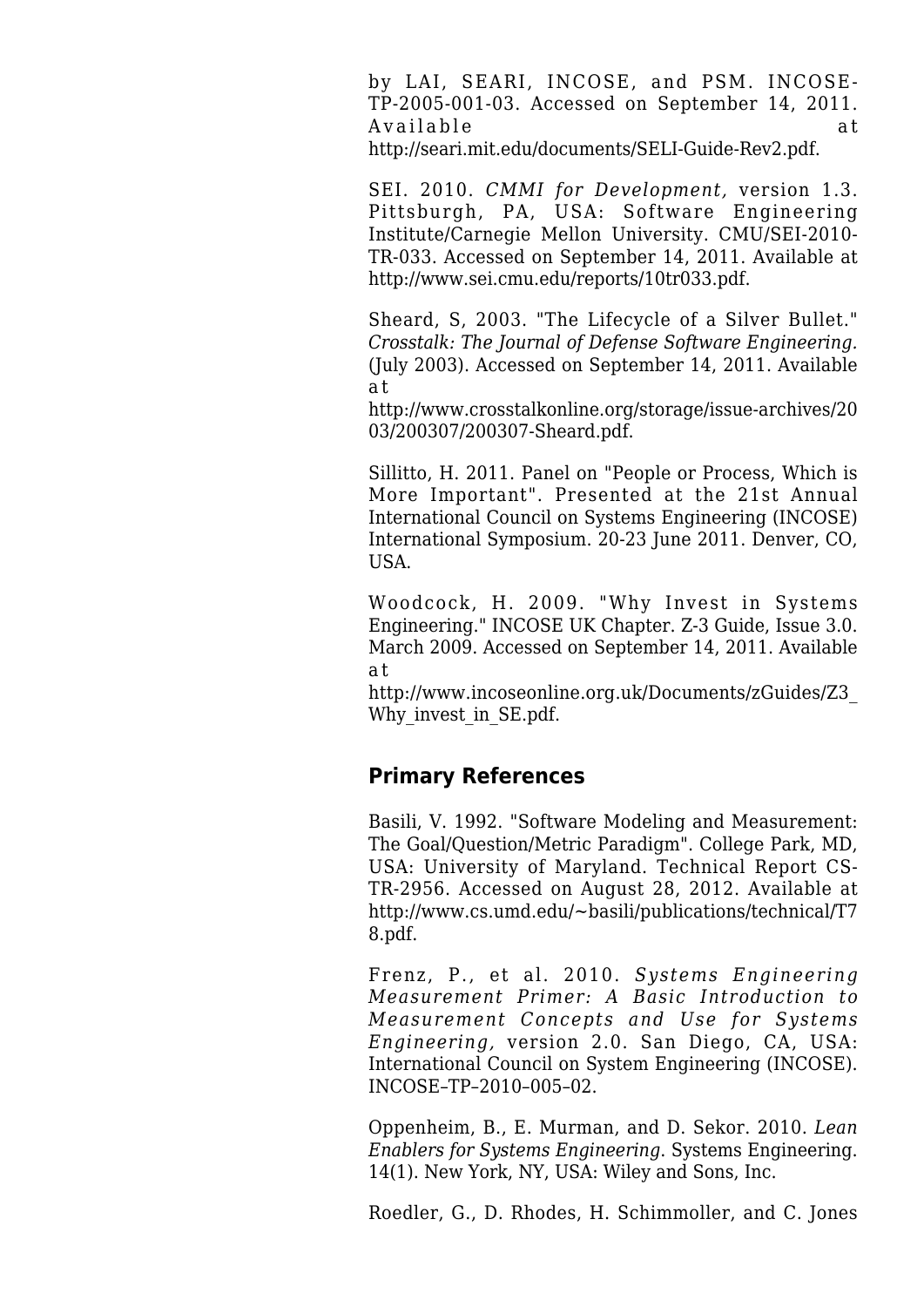by LAI, SEARI, INCOSE, and PSM. INCOSE-TP-2005-001-03. Accessed on September 14, 2011. Available at http://seari.mit.edu/documents/SELI-Guide-Rev2.pdf.

SEI. 2010. *CMMI for Development,* version 1.3. Pittsburgh, PA, USA: Software Engineering Institute/Carnegie Mellon University. CMU/SEI-2010-TR-033. Accessed on September 14, 2011. Available at http://www.sei.cmu.edu/reports/10tr033.pdf.

Sheard, S, 2003. "The Lifecycle of a Silver Bullet." *Crosstalk: The Journal of Defense Software Engineering.* (July 2003). Accessed on September 14, 2011. Available at http://www.crosstalkonline.org/storage/issue-archives/2003/200307/200307-Sheard.pdf.

Sillitto, H. 2011. Panel on "People or Process, Which is More Important". Presented at the 21st Annual International Council on Systems Engineering (INCOSE) International Symposium. 20-23 June 2011. Denver, CO, USA.

Woodcock, H. 2009. "Why Invest in Systems Engineering." INCOSE UK Chapter. Z-3 Guide, Issue 3.0. March 2009. Accessed on September 14, 2011. Available at http://www.incoseonline.org.uk/Documents/zGuides/Z3_Why_invest_in_SE.pdf.

## Primary References

Basili, V. 1992. "Software Modeling and Measurement: The Goal/Question/Metric Paradigm". College Park, MD, USA: University of Maryland. Technical Report CS-TR-2956. Accessed on August 28, 2012. Available at http://www.cs.umd.edu/~basili/publications/technical/T78.pdf.

Frenz, P., et al. 2010. *Systems Engineering Measurement Primer: A Basic Introduction to Measurement Concepts and Use for Systems Engineering,* version 2.0. San Diego, CA, USA: International Council on System Engineering (INCOSE). INCOSE–TP–2010–005–02.

Oppenheim, B., E. Murman, and D. Sekor. 2010. *Lean Enablers for Systems Engineering*. Systems Engineering. 14(1). New York, NY, USA: Wiley and Sons, Inc.

Roedler, G., D. Rhodes, H. Schimmoller, and C. Jones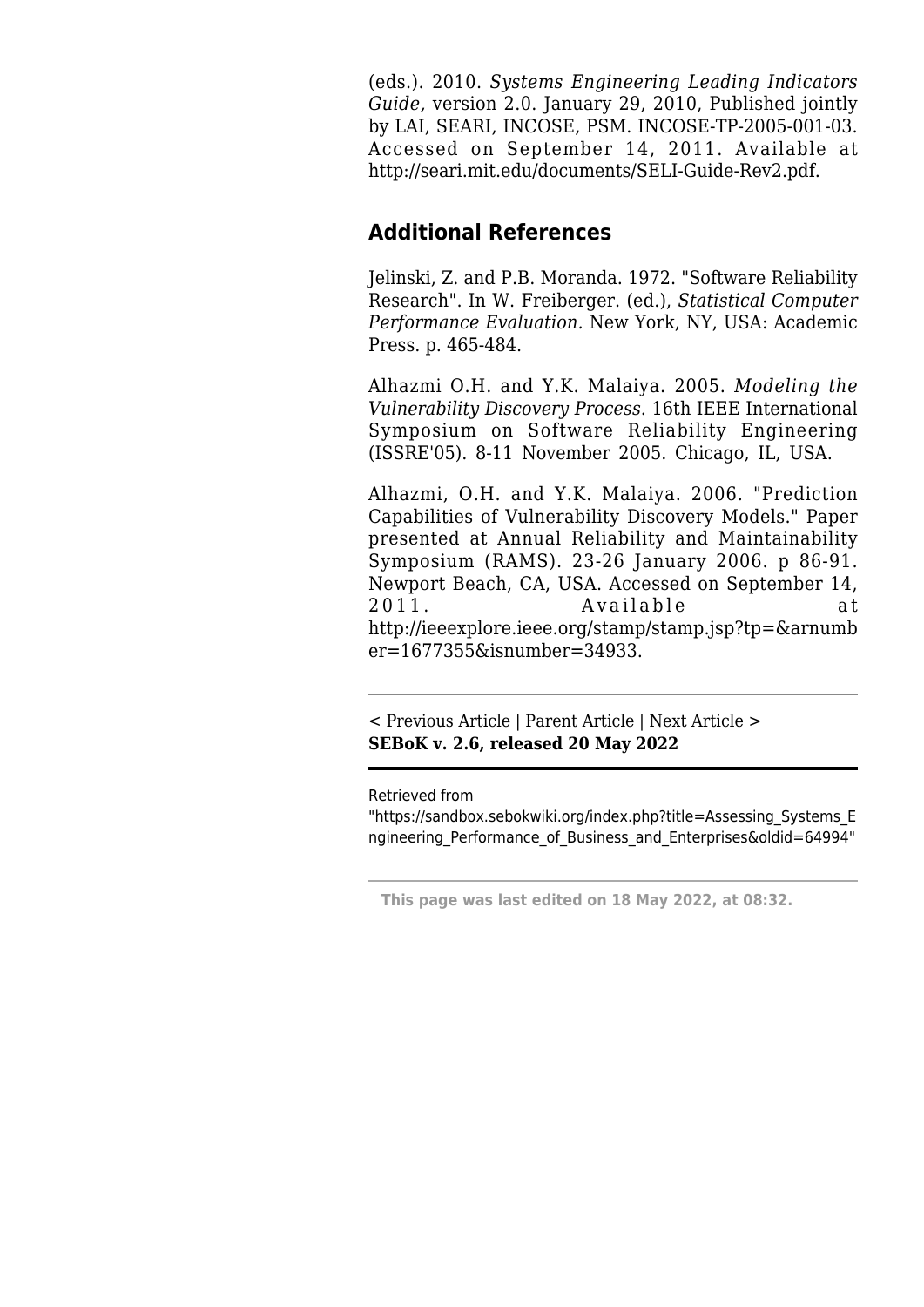(eds.). 2010. *Systems Engineering Leading Indicators Guide*, version 2.0. January 29, 2010, Published jointly by LAI, SEARI, INCOSE, PSM. INCOSE-TP-2005-001-03. Accessed on September 14, 2011. Available at http://seari.mit.edu/documents/SELI-Guide-Rev2.pdf.

## Additional References

Jelinski, Z. and P.B. Moranda. 1972. "Software Reliability Research". In W. Freiberger. (ed.), *Statistical Computer Performance Evaluation.* New York, NY, USA: Academic Press. p. 465-484.

Alhazmi O.H. and Y.K. Malaiya. 2005. *Modeling the Vulnerability Discovery Process*. 16th IEEE International Symposium on Software Reliability Engineering (ISSRE'05). 8-11 November 2005. Chicago, IL, USA.

Alhazmi, O.H. and Y.K. Malaiya. 2006. "Prediction Capabilities of Vulnerability Discovery Models." Paper presented at Annual Reliability and Maintainability Symposium (RAMS). 23-26 January 2006. p 86-91. Newport Beach, CA, USA. Accessed on September 14, 2011. Available at http://ieeexplore.ieee.org/stamp/stamp.jsp?tp=&arnumber=1677355&isnumber=34933.

---

< Previous Article | Parent Article | Next Article >
**SEBoK v. 2.6, released 20 May 2022**

Retrieved from "https://sandbox.sebokwiki.org/index.php?title=Assessing_Systems_Engineering_Performance_of_Business_and_Enterprises&oldid=64994"

This page was last edited on 18 May 2022, at 08:32.